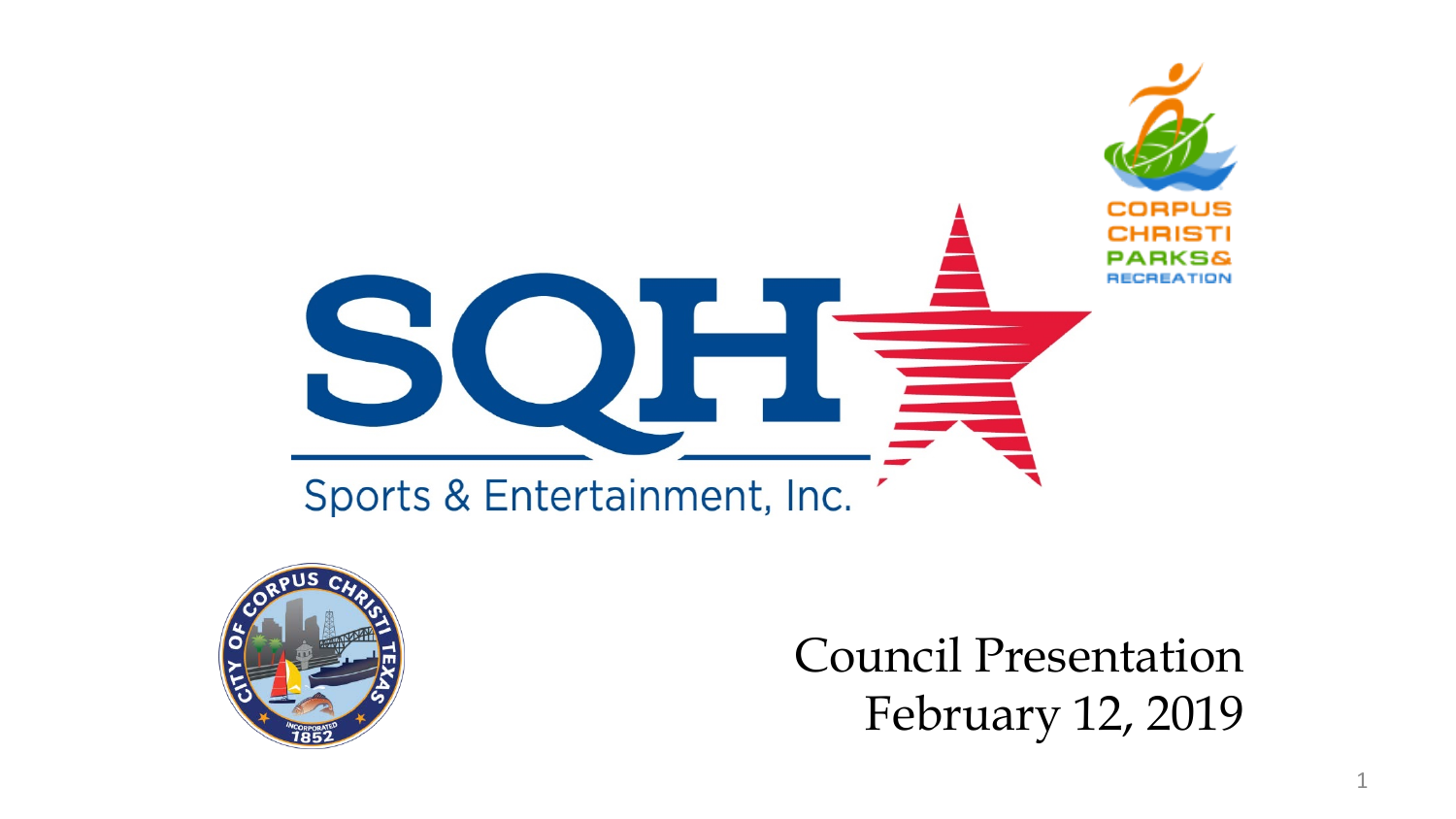SQH Sports & Entertainment, Inc.

Corpus Christi Parks & Recreation

City of Corpus Christi Texas

# Council Presentation

February 12, 2019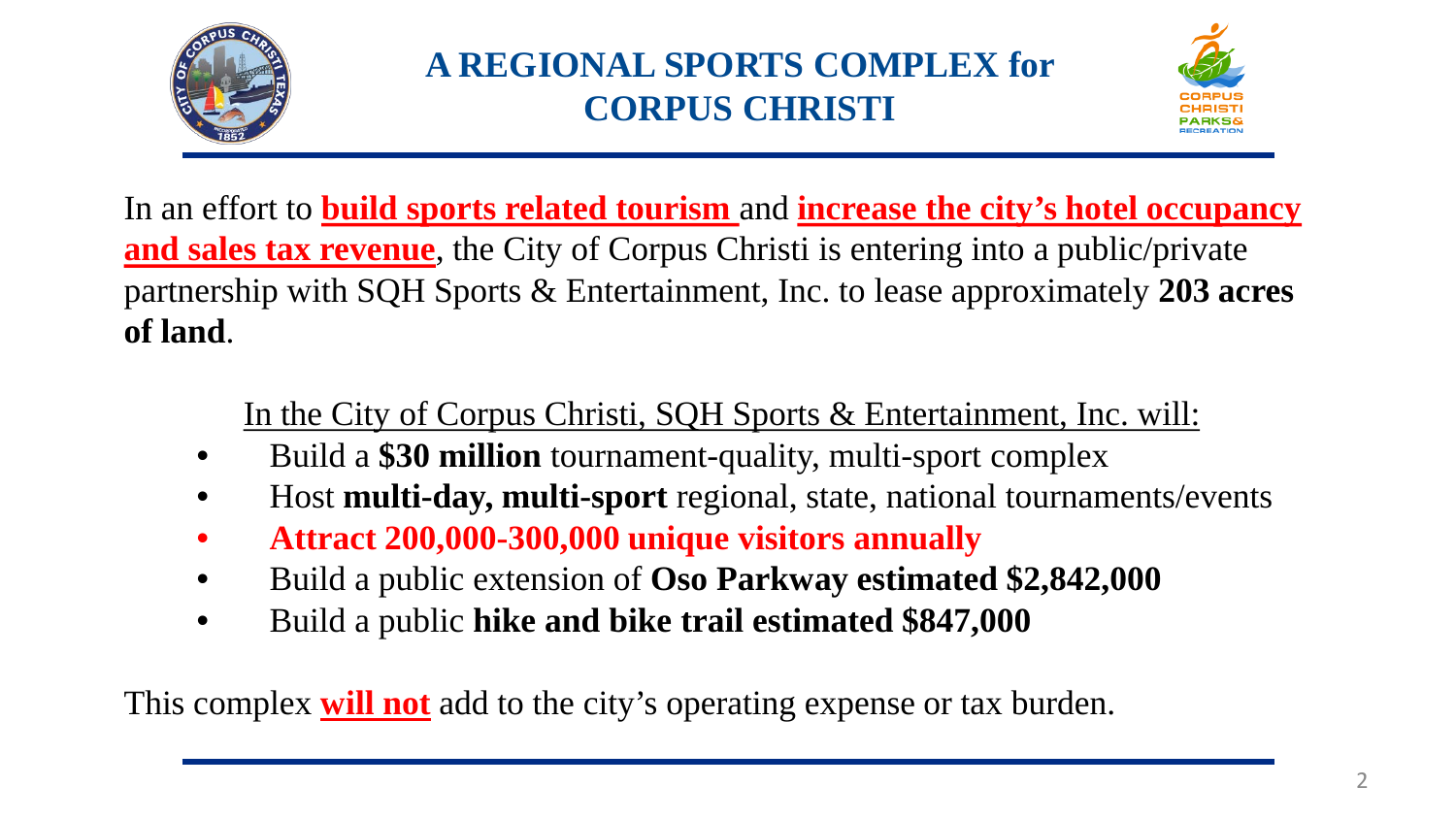# A REGIONAL SPORTS COMPLEX for CORPUS CHRISTI

In an effort to **build sports related tourism** and **increase the city's hotel occupancy and sales tax revenue**, the City of Corpus Christi is entering into a public/private partnership with SQH Sports & Entertainment, Inc. to lease approximately **203 acres of land**.

In the City of Corpus Christi, SQH Sports & Entertainment, Inc. will:

- Build a **$30 million** tournament-quality, multi-sport complex
- Host **multi-day, multi-sport** regional, state, national tournaments/events
- **Attract 200,000-300,000 unique visitors annually**
- Build a public extension of **Oso Parkway estimated $2,842,000**
- Build a public **hike and bike trail estimated $847,000**

This complex **will not** add to the city's operating expense or tax burden.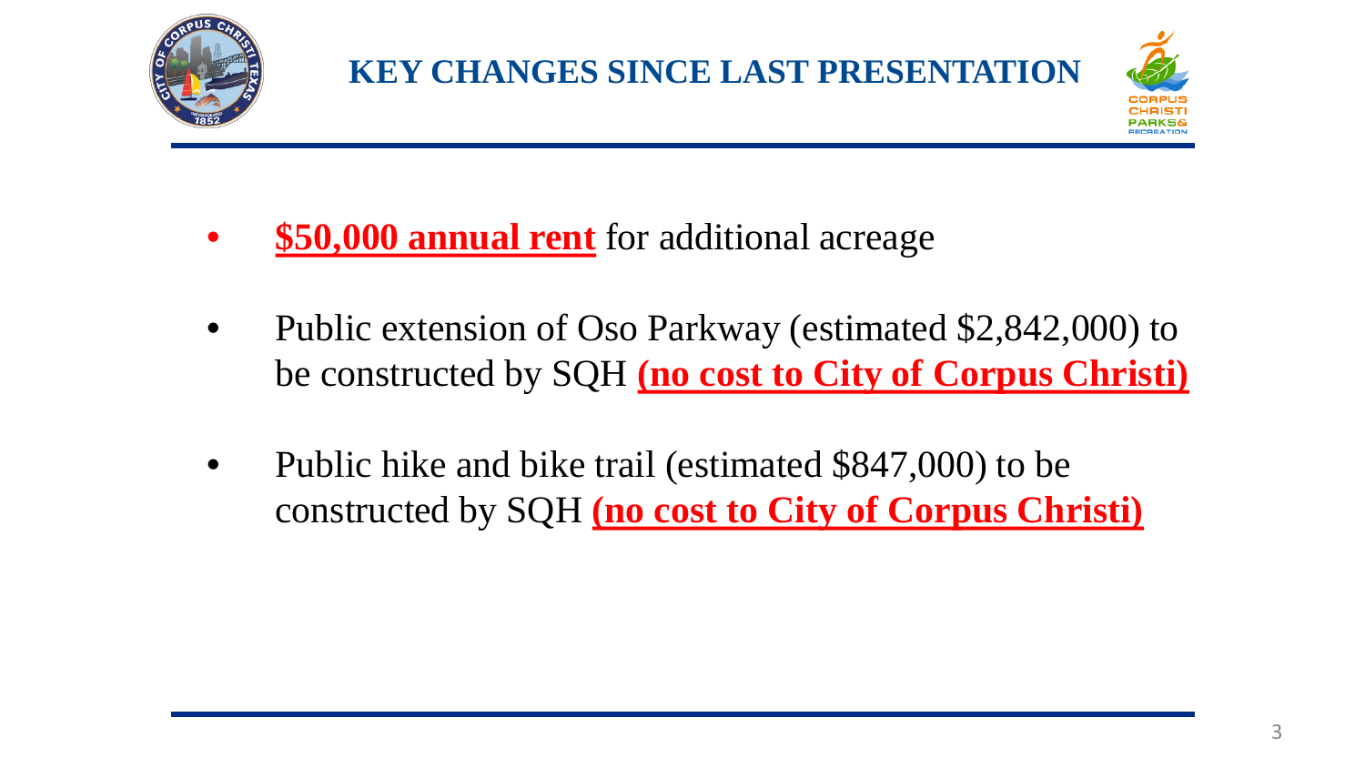# KEY CHANGES SINCE LAST PRESENTATION

- **$50,000 annual rent** for additional acreage
- Public extension of Oso Parkway (estimated $2,842,000) to be constructed by SQH **(no cost to City of Corpus Christi)**
- Public hike and bike trail (estimated $847,000) to be constructed by SQH **(no cost to City of Corpus Christi)**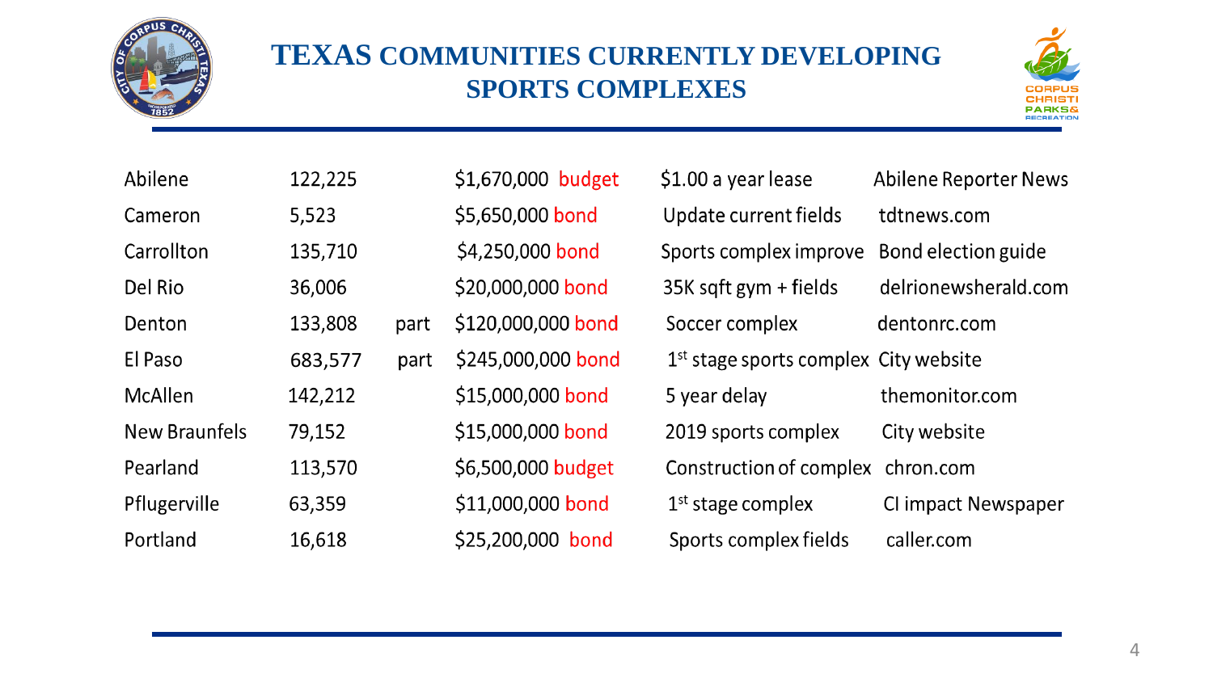# TEXAS COMMUNITIES CURRENTLY DEVELOPING SPORTS COMPLEXES

| | | | | | |
|---|---|---|---|---|---|
| Abilene | 122,225 | | $1,670,000 budget | $1.00 a year lease | Abilene Reporter News |
| Cameron | 5,523 | | $5,650,000 bond | Update current fields | tdtnews.com |
| Carrollton | 135,710 | | $4,250,000 bond | Sports complex improve | Bond election guide |
| Del Rio | 36,006 | | $20,000,000 bond | 35K sqft gym + fields | delrionewsherald.com |
| Denton | 133,808 | part | $120,000,000 bond | Soccer complex | dentonrc.com |
| El Paso | 683,577 | part | $245,000,000 bond | 1st stage sports complex | City website |
| McAllen | 142,212 | | $15,000,000 bond | 5 year delay | themonitor.com |
| New Braunfels | 79,152 | | $15,000,000 bond | 2019 sports complex | City website |
| Pearland | 113,570 | | $6,500,000 budget | Construction of complex | chron.com |
| Pflugerville | 63,359 | | $11,000,000 bond | 1st stage complex | CI impact Newspaper |
| Portland | 16,618 | | $25,200,000 bond | Sports complex fields | caller.com |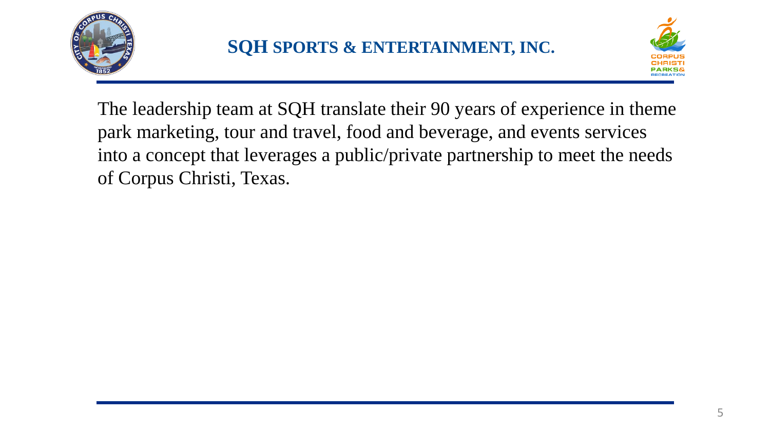# SQH SPORTS & ENTERTAINMENT, INC.

The leadership team at SQH translate their 90 years of experience in theme park marketing, tour and travel, food and beverage, and events services into a concept that leverages a public/private partnership to meet the needs of Corpus Christi, Texas.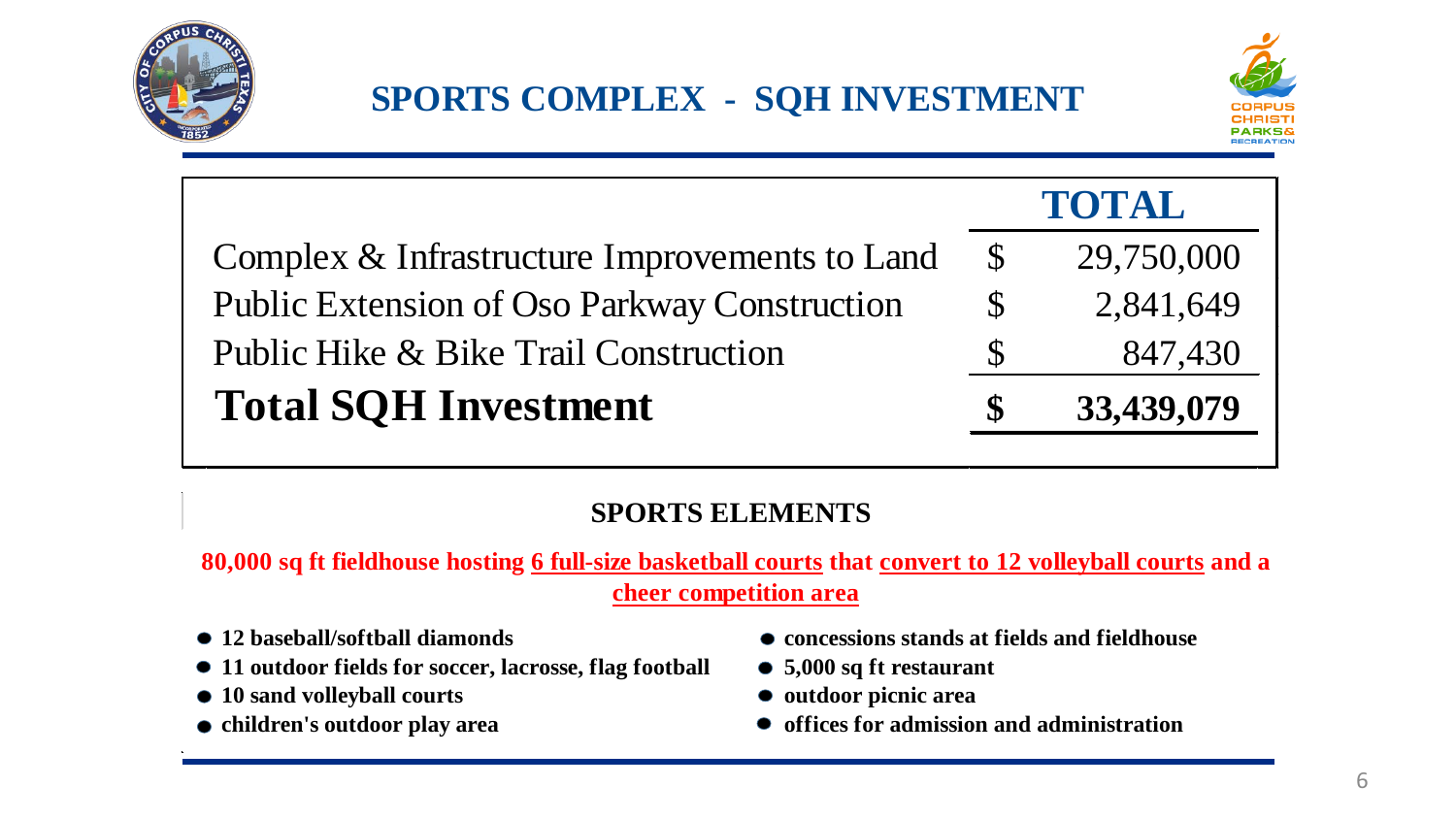# SPORTS COMPLEX - SQH INVESTMENT

| | TOTAL |
|---|---|
| Complex & Infrastructure Improvements to Land | $ 29,750,000 |
| Public Extension of Oso Parkway Construction | $ 2,841,649 |
| Public Hike & Bike Trail Construction | $ 847,430 |
| **Total SQH Investment** | **$ 33,439,079** |

## SPORTS ELEMENTS

**80,000 sq ft fieldhouse hosting 6 full-size basketball courts that convert to 12 volleyball courts and a cheer competition area**

- **12 baseball/softball diamonds**
- **11 outdoor fields for soccer, lacrosse, flag football**
- **10 sand volleyball courts**
- **children's outdoor play area**
- **concessions stands at fields and fieldhouse**
- **5,000 sq ft restaurant**
- **outdoor picnic area**
- **offices for admission and administration**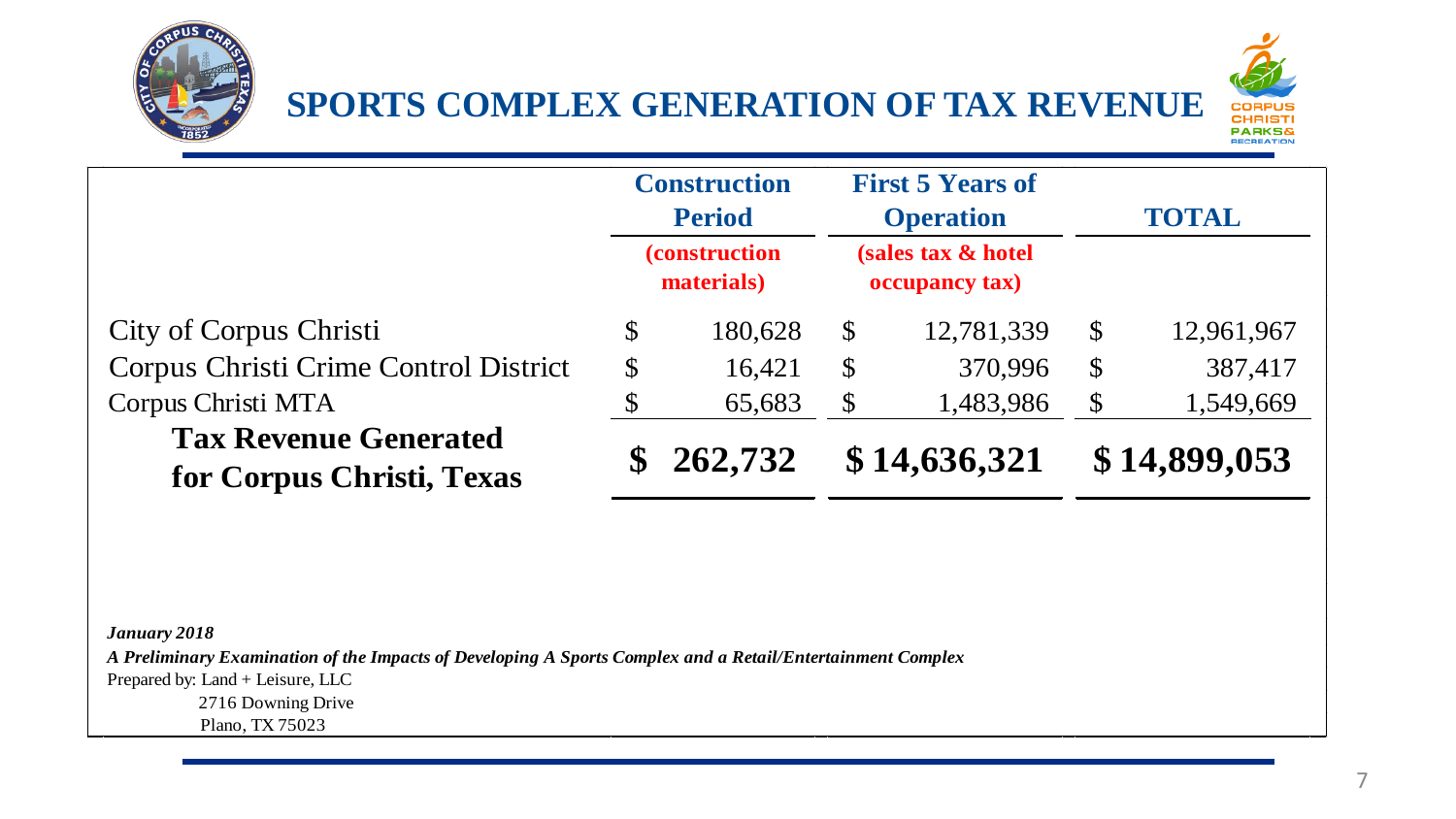# SPORTS COMPLEX GENERATION OF TAX REVENUE

| | Construction Period (construction materials) | First 5 Years of Operation (sales tax & hotel occupancy tax) | TOTAL |
|---|---|---|---|
| City of Corpus Christi | $ 180,628 | $ 12,781,339 | $ 12,961,967 |
| Corpus Christi Crime Control District | $ 16,421 | $ 370,996 | $ 387,417 |
| Corpus Christi MTA | $ 65,683 | $ 1,483,986 | $ 1,549,669 |
| **Tax Revenue Generated for Corpus Christi, Texas** | **$ 262,732** | **$ 14,636,321** | **$ 14,899,053** |

***January 2018***

***A Preliminary Examination of the Impacts of Developing A Sports Complex and a Retail/Entertainment Complex***

Prepared by: Land + Leisure, LLC
2716 Downing Drive
Plano, TX 75023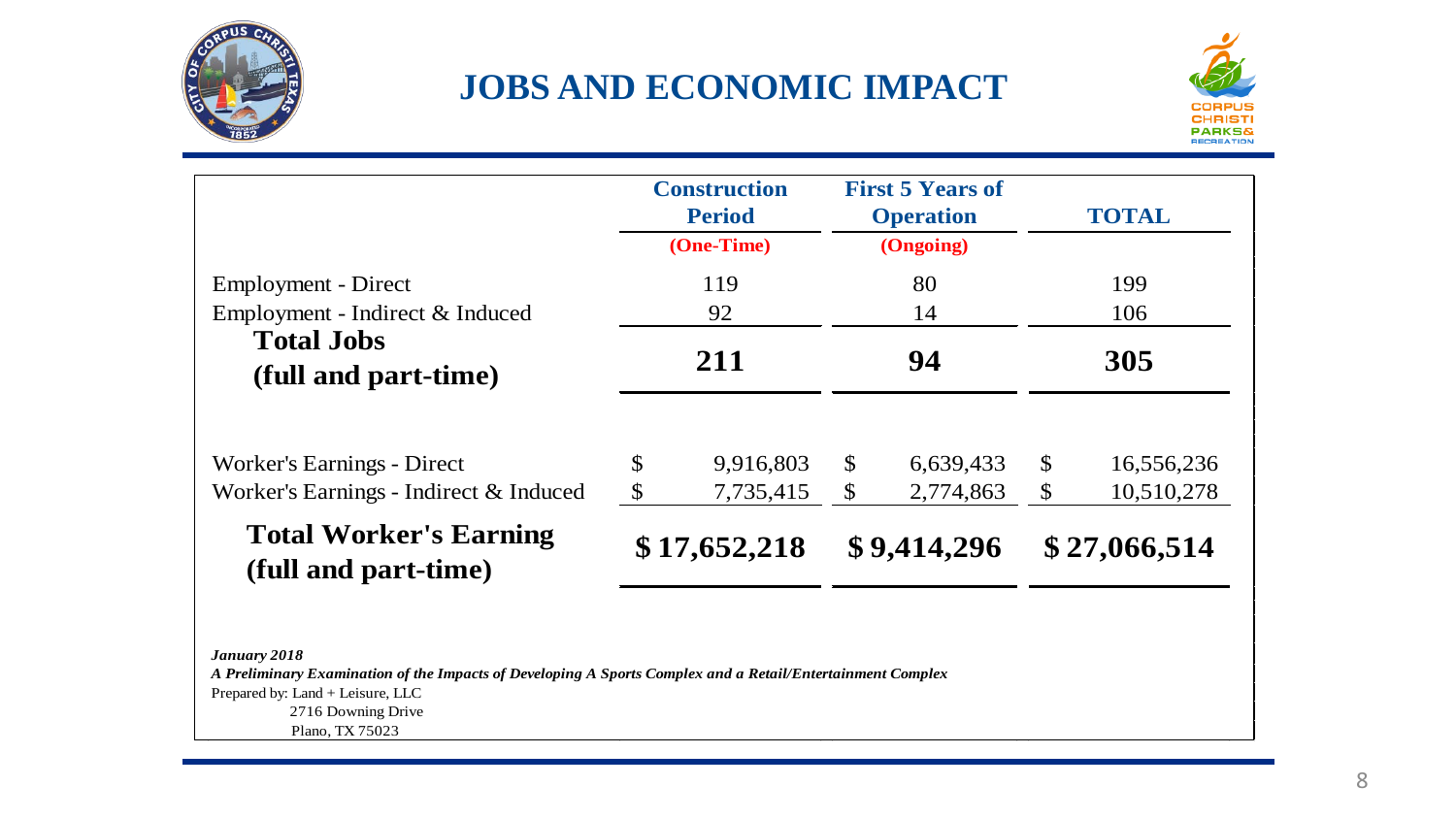# JOBS AND ECONOMIC IMPACT

| | Construction Period (One-Time) | First 5 Years of Operation (Ongoing) | TOTAL |
|---|---|---|---|
| Employment - Direct | 119 | 80 | 199 |
| Employment - Indirect & Induced | 92 | 14 | 106 |
| **Total Jobs (full and part-time)** | **211** | **94** | **305** |
| Worker's Earnings - Direct | $ 9,916,803 | $ 6,639,433 | $ 16,556,236 |
| Worker's Earnings - Indirect & Induced | $ 7,735,415 | $ 2,774,863 | $ 10,510,278 |
| **Total Worker's Earning (full and part-time)** | **$ 17,652,218** | **$ 9,414,296** | **$ 27,066,514** |

***January 2018***

***A Preliminary Examination of the Impacts of Developing A Sports Complex and a Retail/Entertainment Complex***

Prepared by: Land + Leisure, LLC
2716 Downing Drive
Plano, TX 75023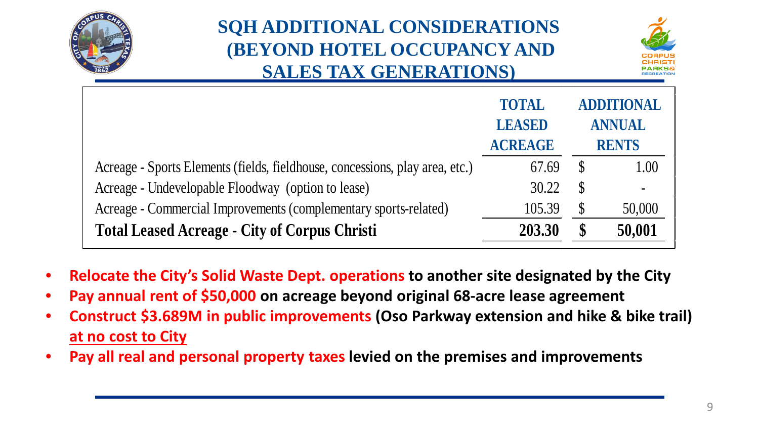# SQH ADDITIONAL CONSIDERATIONS (BEYOND HOTEL OCCUPANCY AND SALES TAX GENERATIONS)

| | TOTAL LEASED ACREAGE | ADDITIONAL ANNUAL RENTS |
|---|---|---|
| Acreage - Sports Elements (fields, fieldhouse, concessions, play area, etc.) | 67.69 | $ 1.00 |
| Acreage - Undevelopable Floodway (option to lease) | 30.22 | $ - |
| Acreage - Commercial Improvements (complementary sports-related) | 105.39 | $ 50,000 |
| **Total Leased Acreage - City of Corpus Christi** | **203.30** | **$ 50,001** |

- **Relocate the City's Solid Waste Dept. operations to another site designated by the City**
- **Pay annual rent of $50,000 on acreage beyond original 68-acre lease agreement**
- **Construct $3.689M in public improvements (Oso Parkway extension and hike & bike trail) at no cost to City**
- **Pay all real and personal property taxes levied on the premises and improvements**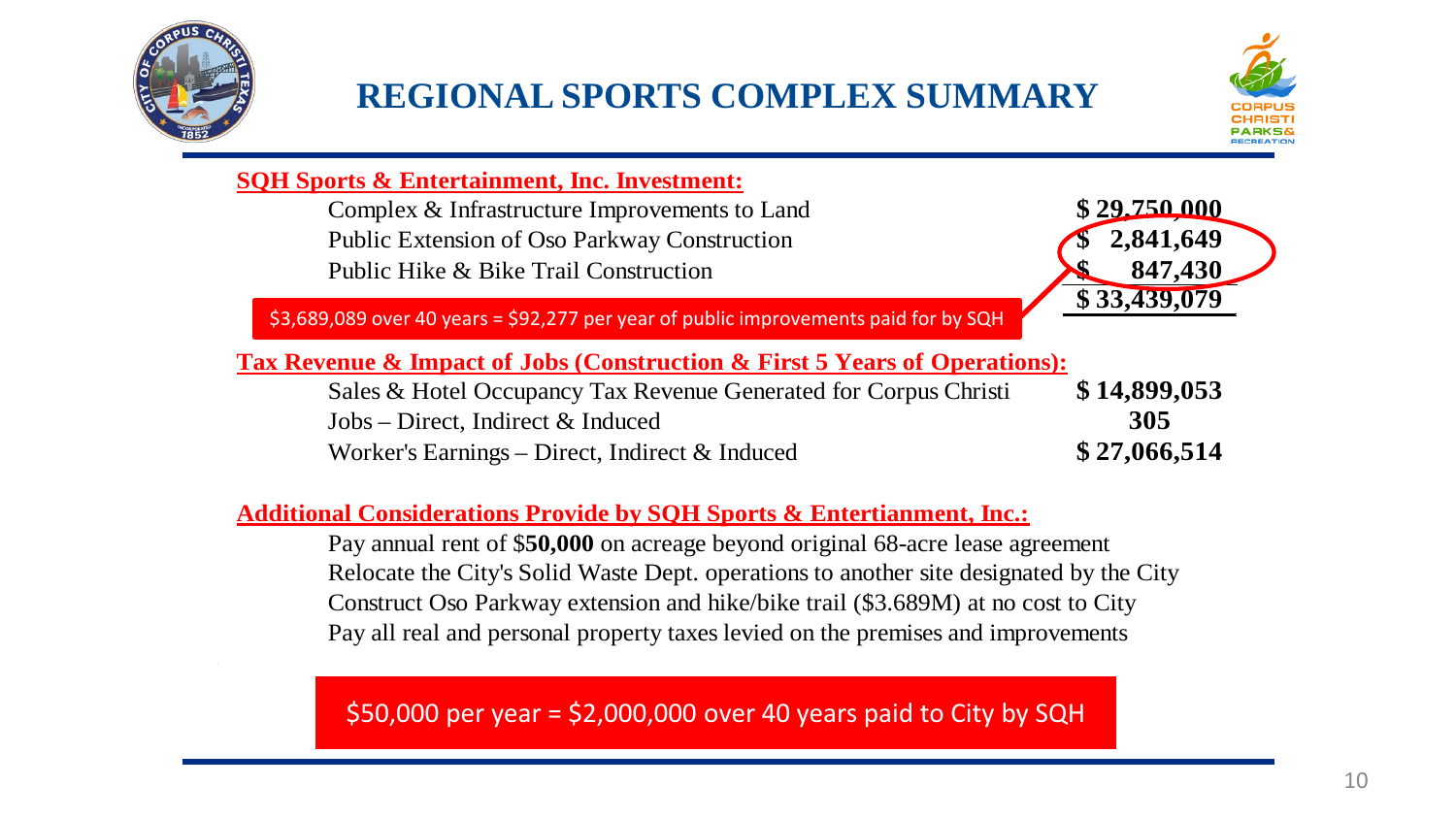# REGIONAL SPORTS COMPLEX SUMMARY

**SQH Sports & Entertainment, Inc. Investment:**

| | |
|---|---|
| Complex & Infrastructure Improvements to Land | **$ 29,750,000** |
| Public Extension of Oso Parkway Construction | **$ 2,841,649** |
| Public Hike & Bike Trail Construction | **$ 847,430** |
| | **$ 33,439,079** |

$3,689,089 over 40 years = $92,277 per year of public improvements paid for by SQH

**Tax Revenue & Impact of Jobs (Construction & First 5 Years of Operations):**

| | |
|---|---|
| Sales & Hotel Occupancy Tax Revenue Generated for Corpus Christi | **$ 14,899,053** |
| Jobs – Direct, Indirect & Induced | **305** |
| Worker's Earnings – Direct, Indirect & Induced | **$ 27,066,514** |

**Additional Considerations Provide by SQH Sports & Entertianment, Inc.:**

- Pay annual rent of $**50,000** on acreage beyond original 68-acre lease agreement
- Relocate the City's Solid Waste Dept. operations to another site designated by the City
- Construct Oso Parkway extension and hike/bike trail ($3.689M) at no cost to City
- Pay all real and personal property taxes levied on the premises and improvements

$50,000 per year = $2,000,000 over 40 years paid to City by SQH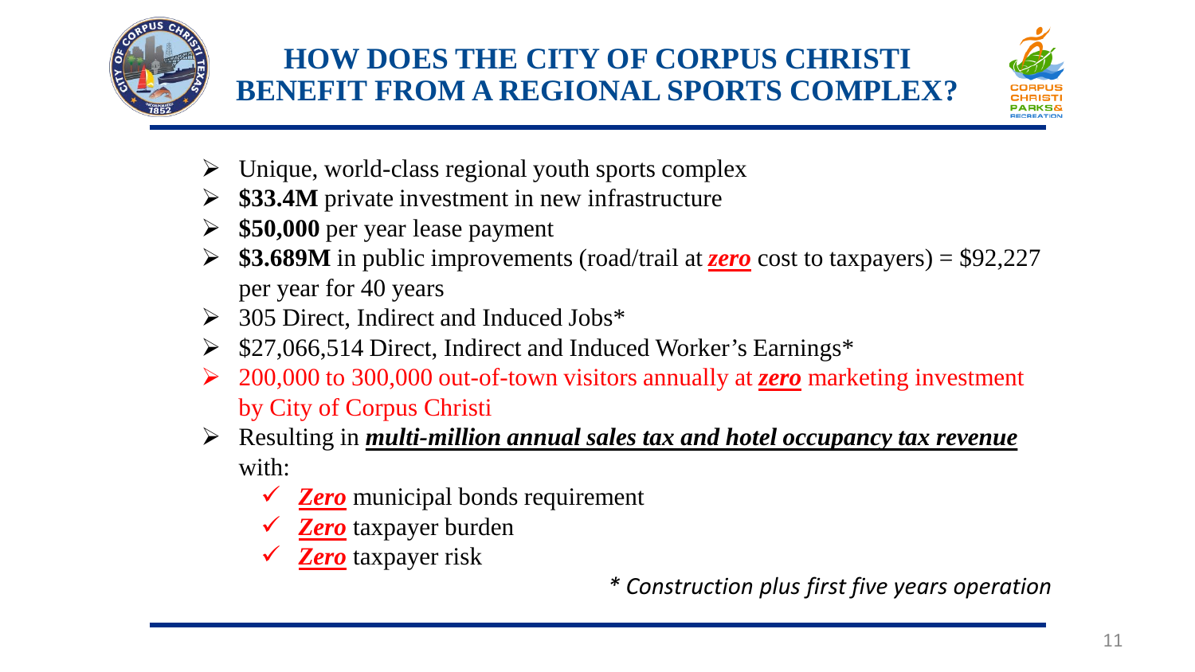# HOW DOES THE CITY OF CORPUS CHRISTI BENEFIT FROM A REGIONAL SPORTS COMPLEX?

- Unique, world-class regional youth sports complex
- **$33.4M** private investment in new infrastructure
- **$50,000** per year lease payment
- **$3.689M** in public improvements (road/trail at ***zero*** cost to taxpayers) = $92,227 per year for 40 years
- 305 Direct, Indirect and Induced Jobs*
- $27,066,514 Direct, Indirect and Induced Worker's Earnings*
- 200,000 to 300,000 out-of-town visitors annually at ***zero*** marketing investment by City of Corpus Christi
- Resulting in ***multi-million annual sales tax and hotel occupancy tax revenue*** with:
  - ✓ ***Zero*** municipal bonds requirement
  - ✓ ***Zero*** taxpayer burden
  - ✓ ***Zero*** taxpayer risk

*\* Construction plus first five years operation*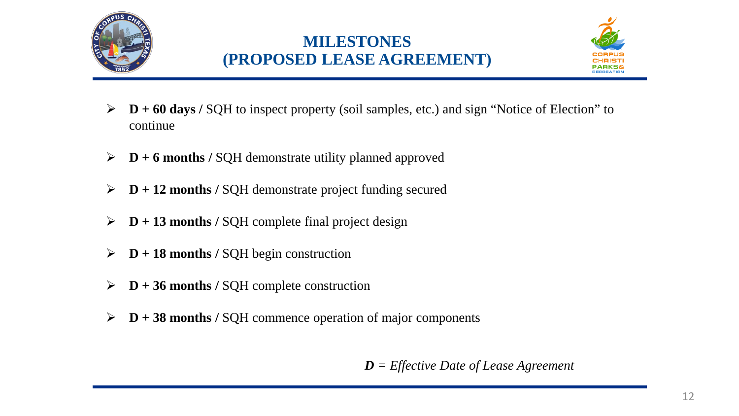# MILESTONES (PROPOSED LEASE AGREEMENT)

- **D + 60 days /** SQH to inspect property (soil samples, etc.) and sign "Notice of Election" to continue
- **D + 6 months /** SQH demonstrate utility planned approved
- **D + 12 months /** SQH demonstrate project funding secured
- **D + 13 months /** SQH complete final project design
- **D + 18 months /** SQH begin construction
- **D + 36 months /** SQH complete construction
- **D + 38 months /** SQH commence operation of major components

***D*** *= Effective Date of Lease Agreement*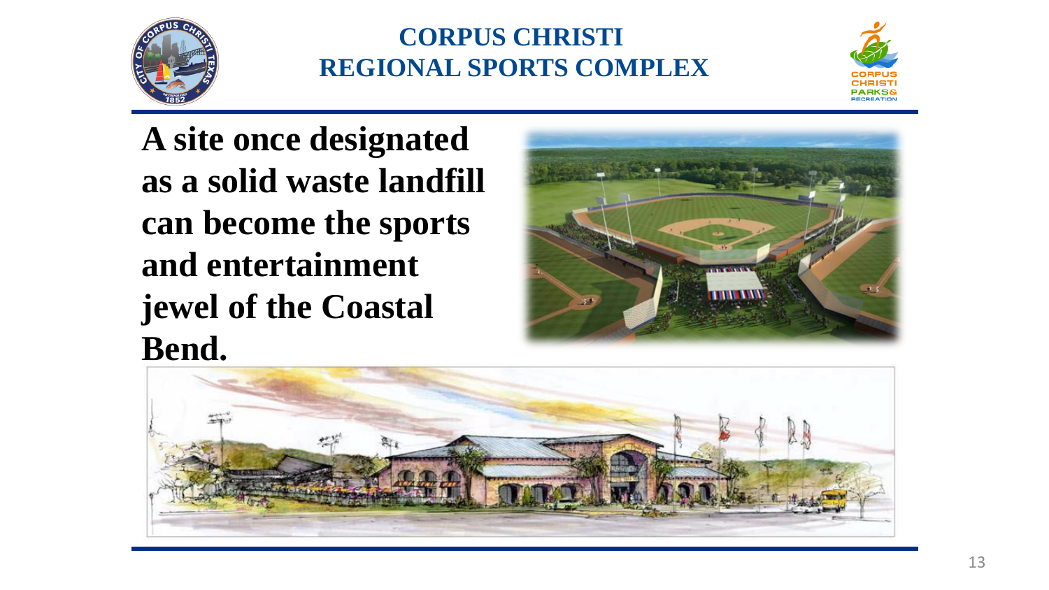# CORPUS CHRISTI REGIONAL SPORTS COMPLEX

**A site once designated as a solid waste landfill can become the sports and entertainment jewel of the Coastal Bend.**